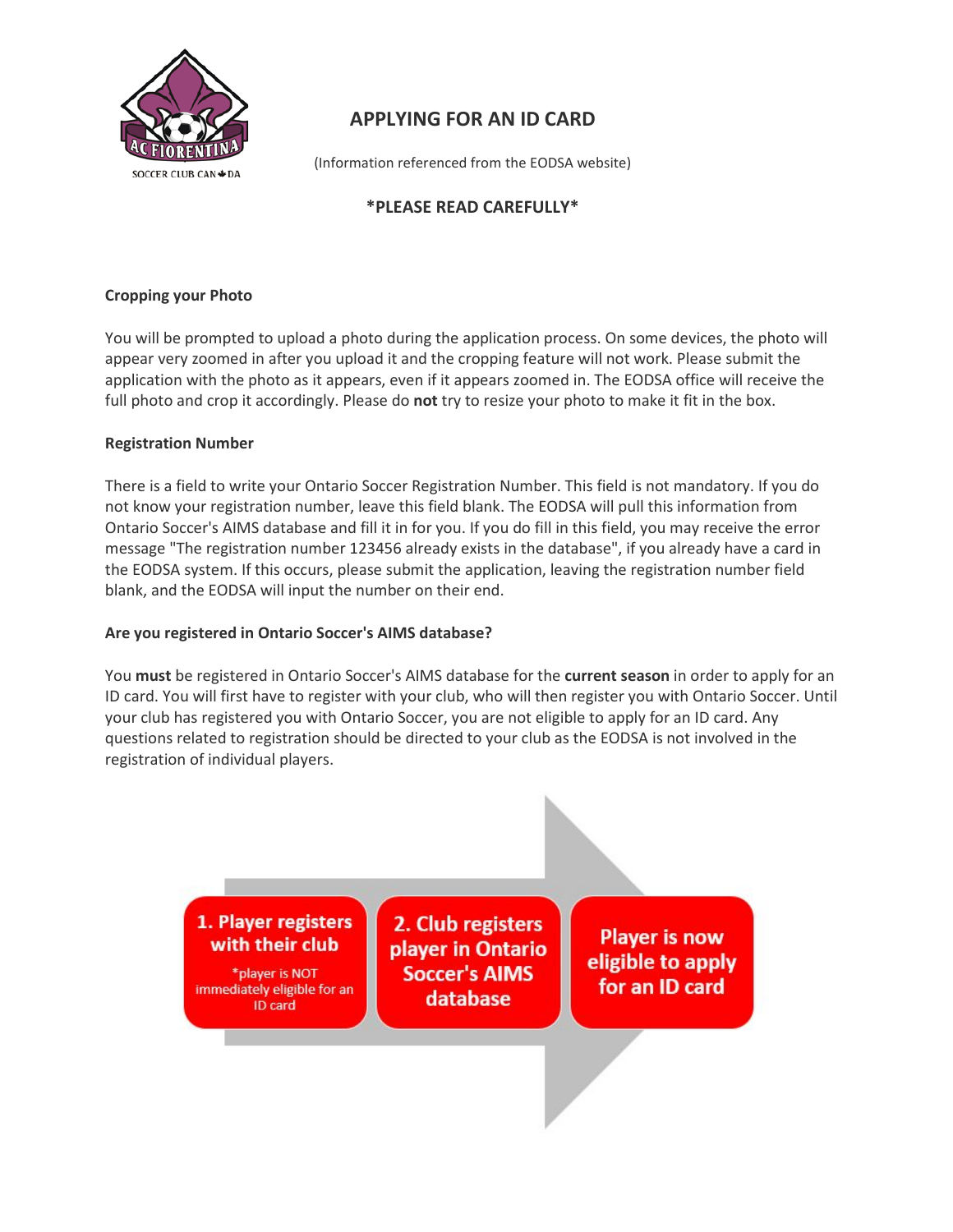# APPLYING FOR AN ID CARD

(Information referenced from the EODSA website)

**\*PLEASE READ CAREFULLY\***

### Cropping your Photo

You will be prompted to upload a photo during the application process. On some devices, the photo will appear very zoomed in after you upload it and the cropping feature will not work. Please submit the application with the photo as it appears, even if it appears zoomed in. The EODSA office will receive the full photo and crop it accordingly. Please do **not** try to resize your photo to make it fit in the box.

### Registration Number

There is a field to write your Ontario Soccer Registration Number. This field is not mandatory. If you do not know your registration number, leave this field blank. The EODSA will pull this information from Ontario Soccer's AIMS database and fill it in for you. If you do fill in this field, you may receive the error message "The registration number 123456 already exists in the database", if you already have a card in the EODSA system. If this occurs, please submit the application, leaving the registration number field blank, and the EODSA will input the number on their end.

### Are you registered in Ontario Soccer's AIMS database?

You **must** be registered in Ontario Soccer's AIMS database for the **current season** in order to apply for an ID card. You will first have to register with your club, who will then register you with Ontario Soccer. Until your club has registered you with Ontario Soccer, you are not eligible to apply for an ID card. Any questions related to registration should be directed to your club as the EODSA is not involved in the registration of individual players.

1. Player registers with their club
   *player is NOT immediately eligible for an ID card
2. Club registers player in Ontario Soccer's AIMS database

Player is now eligible to apply for an ID card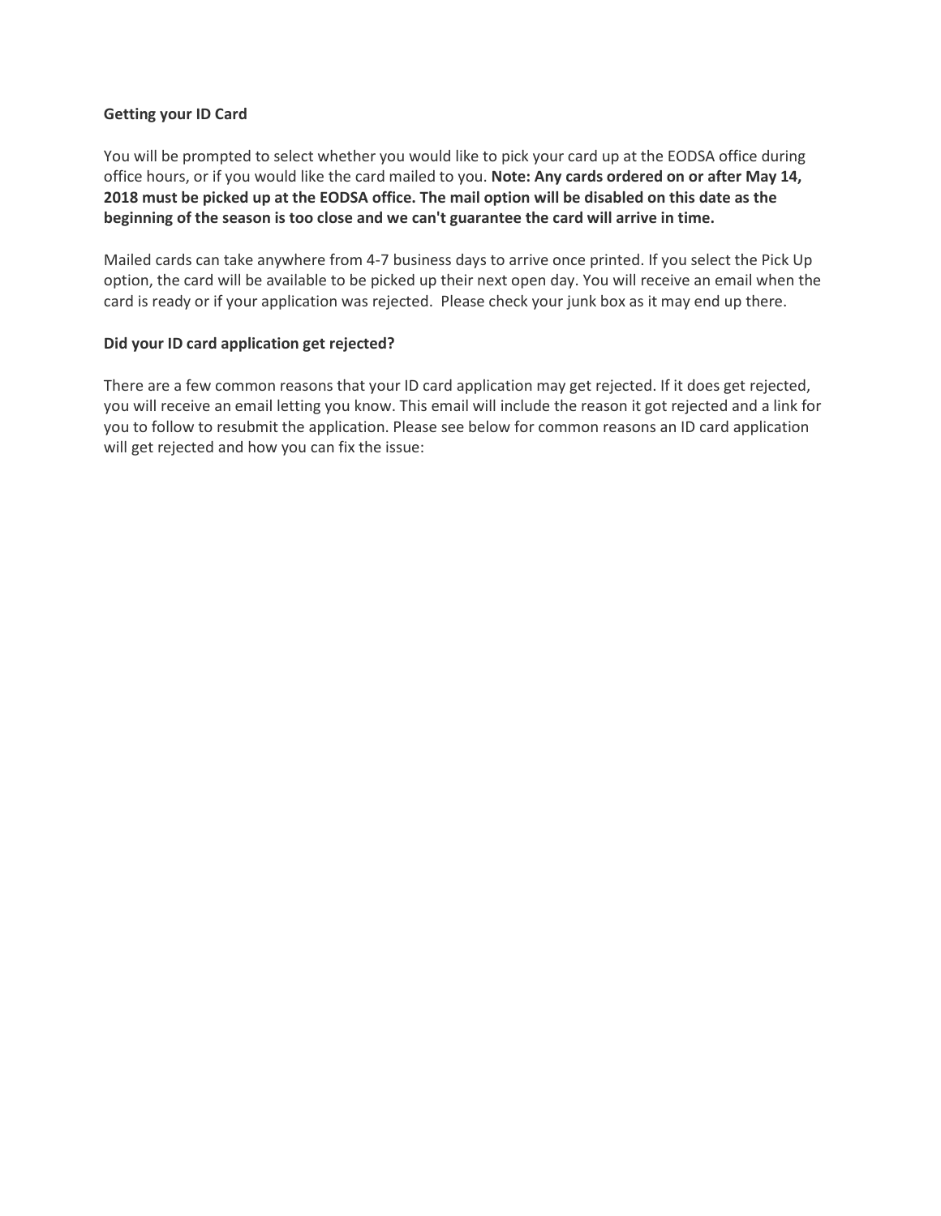**Getting your ID Card**

You will be prompted to select whether you would like to pick your card up at the EODSA office during office hours, or if you would like the card mailed to you. **Note: Any cards ordered on or after May 14, 2018 must be picked up at the EODSA office. The mail option will be disabled on this date as the beginning of the season is too close and we can't guarantee the card will arrive in time.**

Mailed cards can take anywhere from 4-7 business days to arrive once printed. If you select the Pick Up option, the card will be available to be picked up their next open day. You will receive an email when the card is ready or if your application was rejected. Please check your junk box as it may end up there.

**Did your ID card application get rejected?**

There are a few common reasons that your ID card application may get rejected. If it does get rejected, you will receive an email letting you know. This email will include the reason it got rejected and a link for you to follow to resubmit the application. Please see below for common reasons an ID card application will get rejected and how you can fix the issue: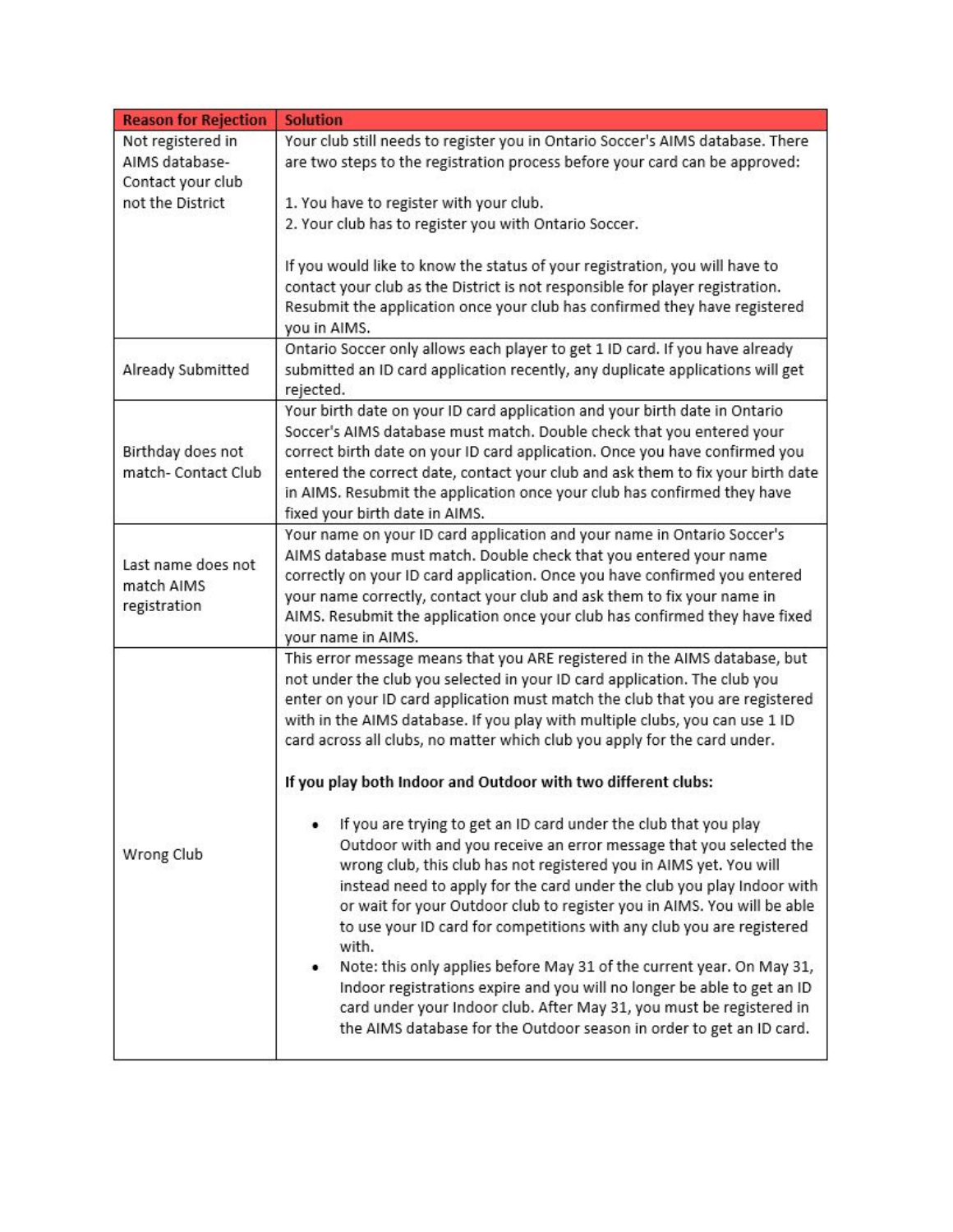| Reason for Rejection | Solution |
| --- | --- |
| Not registered in AIMS database- Contact your club not the District | Your club still needs to register you in Ontario Soccer's AIMS database. There are two steps to the registration process before your card can be approved:<br><br>1. You have to register with your club.<br>2. Your club has to register you with Ontario Soccer.<br><br>If you would like to know the status of your registration, you will have to contact your club as the District is not responsible for player registration. Resubmit the application once your club has confirmed they have registered you in AIMS. |
| Already Submitted | Ontario Soccer only allows each player to get 1 ID card. If you have already submitted an ID card application recently, any duplicate applications will get rejected. |
| Birthday does not match- Contact Club | Your birth date on your ID card application and your birth date in Ontario Soccer's AIMS database must match. Double check that you entered your correct birth date on your ID card application. Once you have confirmed you entered the correct date, contact your club and ask them to fix your birth date in AIMS. Resubmit the application once your club has confirmed they have fixed your birth date in AIMS. |
| Last name does not match AIMS registration | Your name on your ID card application and your name in Ontario Soccer's AIMS database must match. Double check that you entered your name correctly on your ID card application. Once you have confirmed you entered your name correctly, contact your club and ask them to fix your name in AIMS. Resubmit the application once your club has confirmed they have fixed your name in AIMS. |
| Wrong Club | This error message means that you ARE registered in the AIMS database, but not under the club you selected in your ID card application. The club you enter on your ID card application must match the club that you are registered with in the AIMS database. If you play with multiple clubs, you can use 1 ID card across all clubs, no matter which club you apply for the card under.<br><br>**If you play both Indoor and Outdoor with two different clubs:**<br><br>• If you are trying to get an ID card under the club that you play Outdoor with and you receive an error message that you selected the wrong club, this club has not registered you in AIMS yet. You will instead need to apply for the card under the club you play Indoor with or wait for your Outdoor club to register you in AIMS. You will be able to use your ID card for competitions with any club you are registered with.<br>• Note: this only applies before May 31 of the current year. On May 31, Indoor registrations expire and you will no longer be able to get an ID card under your Indoor club. After May 31, you must be registered in the AIMS database for the Outdoor season in order to get an ID card. |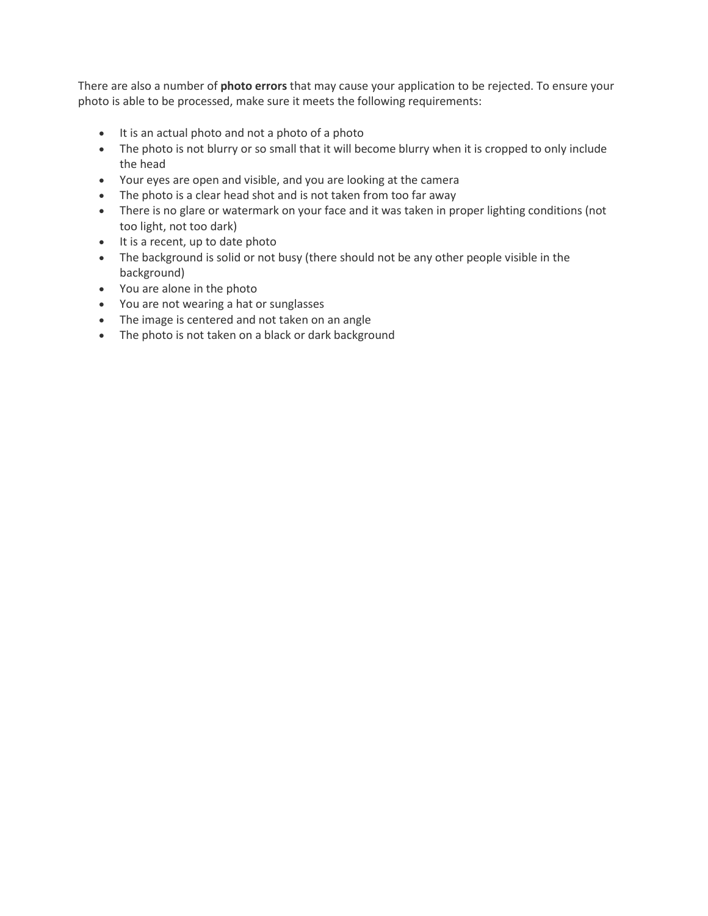There are also a number of **photo errors** that may cause your application to be rejected. To ensure your photo is able to be processed, make sure it meets the following requirements:

- It is an actual photo and not a photo of a photo
- The photo is not blurry or so small that it will become blurry when it is cropped to only include the head
- Your eyes are open and visible, and you are looking at the camera
- The photo is a clear head shot and is not taken from too far away
- There is no glare or watermark on your face and it was taken in proper lighting conditions (not too light, not too dark)
- It is a recent, up to date photo
- The background is solid or not busy (there should not be any other people visible in the background)
- You are alone in the photo
- You are not wearing a hat or sunglasses
- The image is centered and not taken on an angle
- The photo is not taken on a black or dark background